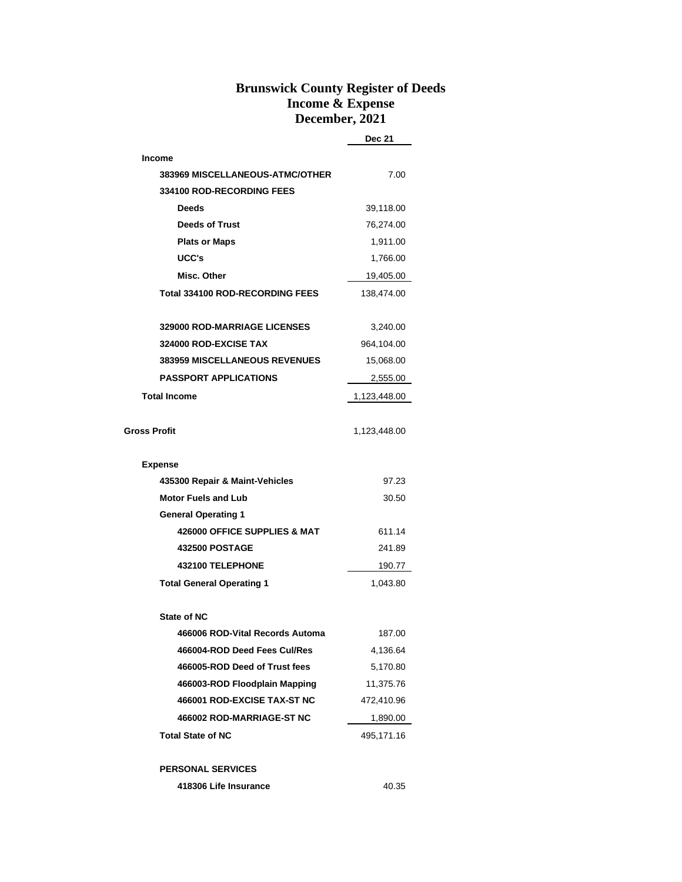# Brunswick County Register of Deeds
## Income & Expense
## December, 2021

| | Dec 21 |
|---|---|
| **Income** | |
| **383969 MISCELLANEOUS-ATMC/OTHER** | 7.00 |
| **334100 ROD-RECORDING FEES** | |
| **Deeds** | 39,118.00 |
| **Deeds of Trust** | 76,274.00 |
| **Plats or Maps** | 1,911.00 |
| **UCC's** | 1,766.00 |
| **Misc. Other** | 19,405.00 |
| **Total 334100 ROD-RECORDING FEES** | 138,474.00 |
| **329000 ROD-MARRIAGE LICENSES** | 3,240.00 |
| **324000 ROD-EXCISE TAX** | 964,104.00 |
| **383959 MISCELLANEOUS REVENUES** | 15,068.00 |
| **PASSPORT APPLICATIONS** | 2,555.00 |
| **Total Income** | 1,123,448.00 |
| **Gross Profit** | 1,123,448.00 |
| **Expense** | |
| **435300 Repair & Maint-Vehicles** | 97.23 |
| **Motor Fuels and Lub** | 30.50 |
| **General Operating 1** | |
| **426000 OFFICE SUPPLIES & MAT** | 611.14 |
| **432500 POSTAGE** | 241.89 |
| **432100 TELEPHONE** | 190.77 |
| **Total General Operating 1** | 1,043.80 |
| **State of NC** | |
| **466006 ROD-Vital Records Automa** | 187.00 |
| **466004-ROD Deed Fees Cul/Res** | 4,136.64 |
| **466005-ROD Deed of Trust fees** | 5,170.80 |
| **466003-ROD Floodplain Mapping** | 11,375.76 |
| **466001 ROD-EXCISE TAX-ST NC** | 472,410.96 |
| **466002 ROD-MARRIAGE-ST NC** | 1,890.00 |
| **Total State of NC** | 495,171.16 |
| **PERSONAL SERVICES** | |
| **418306 Life Insurance** | 40.35 |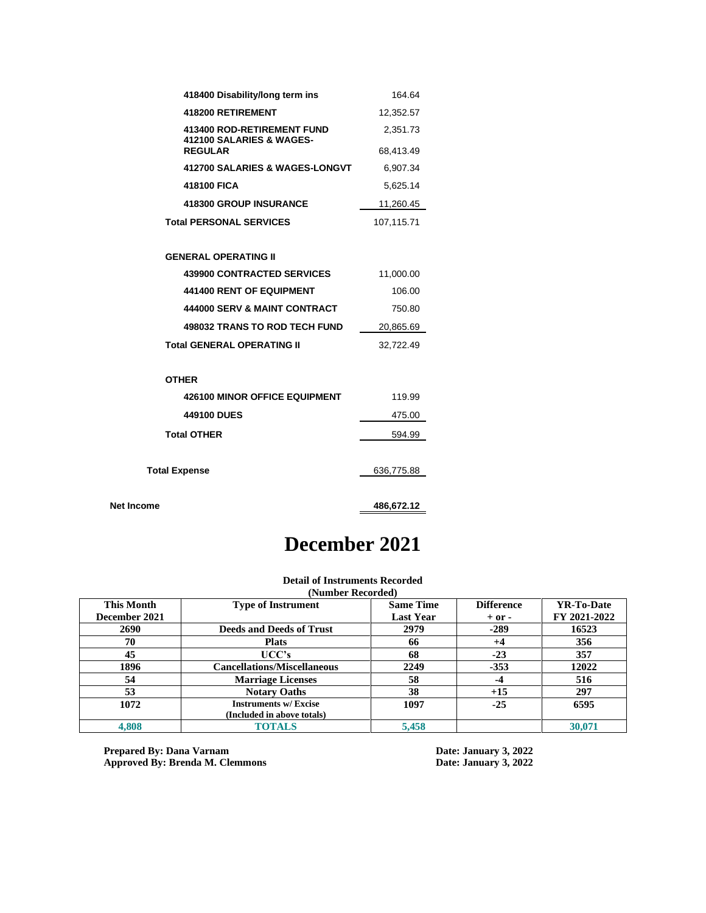| | |
|---|---|
| 418400 Disability/long term ins | 164.64 |
| 418200 RETIREMENT | 12,352.57 |
| 413400 ROD-RETIREMENT FUND | 2,351.73 |
| 412100 SALARIES & WAGES-REGULAR | 68,413.49 |
| 412700 SALARIES & WAGES-LONGVT | 6,907.34 |
| 418100 FICA | 5,625.14 |
| 418300 GROUP INSURANCE | 11,260.45 |
| **Total PERSONAL SERVICES** | 107,115.71 |
| **GENERAL OPERATING II** | |
| 439900 CONTRACTED SERVICES | 11,000.00 |
| 441400 RENT OF EQUIPMENT | 106.00 |
| 444000 SERV & MAINT CONTRACT | 750.80 |
| 498032 TRANS TO ROD TECH FUND | 20,865.69 |
| **Total GENERAL OPERATING II** | 32,722.49 |
| **OTHER** | |
| 426100 MINOR OFFICE EQUIPMENT | 119.99 |
| 449100 DUES | 475.00 |
| **Total OTHER** | 594.99 |
| **Total Expense** | 636,775.88 |
| **Net Income** | **486,672.12** |

# December 2021

**Detail of Instruments Recorded**
**(Number Recorded)**

| This Month December 2021 | Type of Instrument | Same Time Last Year | Difference + or - | YR-To-Date FY 2021-2022 |
|---|---|---|---|---|
| 2690 | Deeds and Deeds of Trust | 2979 | -289 | 16523 |
| 70 | Plats | 66 | +4 | 356 |
| 45 | UCC's | 68 | -23 | 357 |
| 1896 | Cancellations/Miscellaneous | 2249 | -353 | 12022 |
| 54 | Marriage Licenses | 58 | -4 | 516 |
| 53 | Notary Oaths | 38 | +15 | 297 |
| 1072 | Instruments w/ Excise (Included in above totals) | 1097 | -25 | 6595 |
| **4,808** | **TOTALS** | **5,458** | | **30,071** |

**Prepared By: Dana Varnam** **Date: January 3, 2022**
**Approved By: Brenda M. Clemmons** **Date: January 3, 2022**